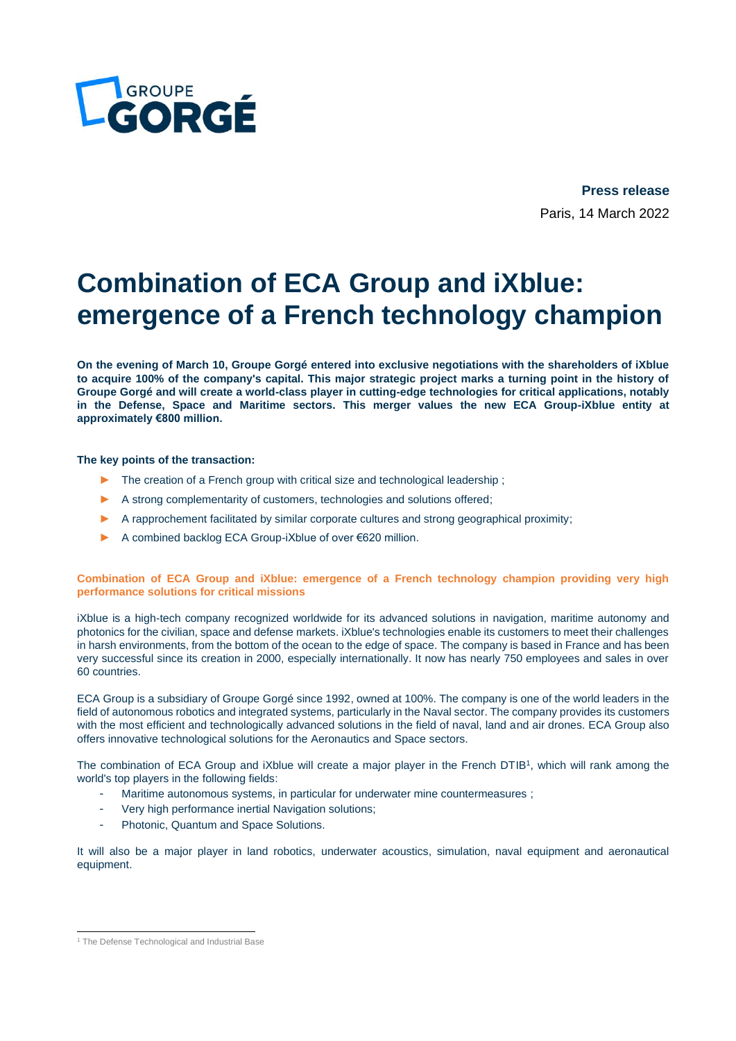GROUPE GORGÉ

**Press release**

Paris, 14 March 2022

# Combination of ECA Group and iXblue: emergence of a French technology champion

**On the evening of March 10, Groupe Gorgé entered into exclusive negotiations with the shareholders of iXblue to acquire 100% of the company's capital. This major strategic project marks a turning point in the history of Groupe Gorgé and will create a world-class player in cutting-edge technologies for critical applications, notably in the Defense, Space and Maritime sectors. This merger values the new ECA Group-iXblue entity at approximately €800 million.**

**The key points of the transaction:**

- The creation of a French group with critical size and technological leadership ;
- A strong complementarity of customers, technologies and solutions offered;
- A rapprochement facilitated by similar corporate cultures and strong geographical proximity;
- A combined backlog ECA Group-iXblue of over €620 million.

## Combination of ECA Group and iXblue: emergence of a French technology champion providing very high performance solutions for critical missions

iXblue is a high-tech company recognized worldwide for its advanced solutions in navigation, maritime autonomy and photonics for the civilian, space and defense markets. iXblue's technologies enable its customers to meet their challenges in harsh environments, from the bottom of the ocean to the edge of space. The company is based in France and has been very successful since its creation in 2000, especially internationally. It now has nearly 750 employees and sales in over 60 countries.

ECA Group is a subsidiary of Groupe Gorgé since 1992, owned at 100%. The company is one of the world leaders in the field of autonomous robotics and integrated systems, particularly in the Naval sector. The company provides its customers with the most efficient and technologically advanced solutions in the field of naval, land and air drones. ECA Group also offers innovative technological solutions for the Aeronautics and Space sectors.

The combination of ECA Group and iXblue will create a major player in the French DTIB[1], which will rank among the world's top players in the following fields:

- Maritime autonomous systems, in particular for underwater mine countermeasures ;
- Very high performance inertial Navigation solutions;
- Photonic, Quantum and Space Solutions.

It will also be a major player in land robotics, underwater acoustics, simulation, naval equipment and aeronautical equipment.

[1] The Defense Technological and Industrial Base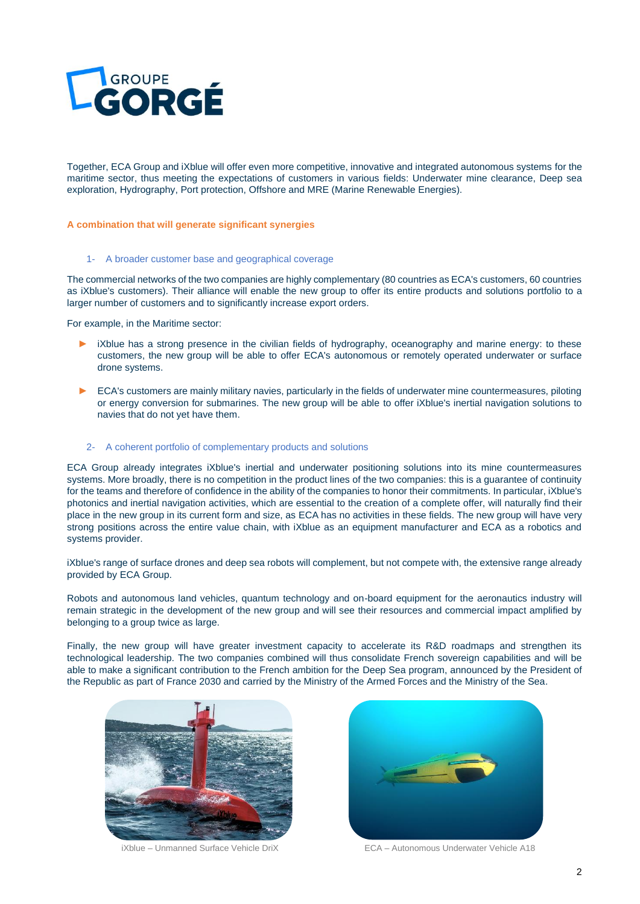Together, ECA Group and iXblue will offer even more competitive, innovative and integrated autonomous systems for the maritime sector, thus meeting the expectations of customers in various fields: Underwater mine clearance, Deep sea exploration, Hydrography, Port protection, Offshore and MRE (Marine Renewable Energies).

## A combination that will generate significant synergies

### 1- A broader customer base and geographical coverage

The commercial networks of the two companies are highly complementary (80 countries as ECA's customers, 60 countries as iXblue's customers). Their alliance will enable the new group to offer its entire products and solutions portfolio to a larger number of customers and to significantly increase export orders.

For example, in the Maritime sector:

- iXblue has a strong presence in the civilian fields of hydrography, oceanography and marine energy: to these customers, the new group will be able to offer ECA's autonomous or remotely operated underwater or surface drone systems.
- ECA's customers are mainly military navies, particularly in the fields of underwater mine countermeasures, piloting or energy conversion for submarines. The new group will be able to offer iXblue's inertial navigation solutions to navies that do not yet have them.

### 2- A coherent portfolio of complementary products and solutions

ECA Group already integrates iXblue's inertial and underwater positioning solutions into its mine countermeasures systems. More broadly, there is no competition in the product lines of the two companies: this is a guarantee of continuity for the teams and therefore of confidence in the ability of the companies to honor their commitments. In particular, iXblue's photonics and inertial navigation activities, which are essential to the creation of a complete offer, will naturally find their place in the new group in its current form and size, as ECA has no activities in these fields. The new group will have very strong positions across the entire value chain, with iXblue as an equipment manufacturer and ECA as a robotics and systems provider.

iXblue's range of surface drones and deep sea robots will complement, but not compete with, the extensive range already provided by ECA Group.

Robots and autonomous land vehicles, quantum technology and on-board equipment for the aeronautics industry will remain strategic in the development of the new group and will see their resources and commercial impact amplified by belonging to a group twice as large.

Finally, the new group will have greater investment capacity to accelerate its R&D roadmaps and strengthen its technological leadership. The two companies combined will thus consolidate French sovereign capabilities and will be able to make a significant contribution to the French ambition for the Deep Sea program, announced by the President of the Republic as part of France 2030 and carried by the Ministry of the Armed Forces and the Ministry of the Sea.

iXblue – Unmanned Surface Vehicle DriX

ECA – Autonomous Underwater Vehicle A18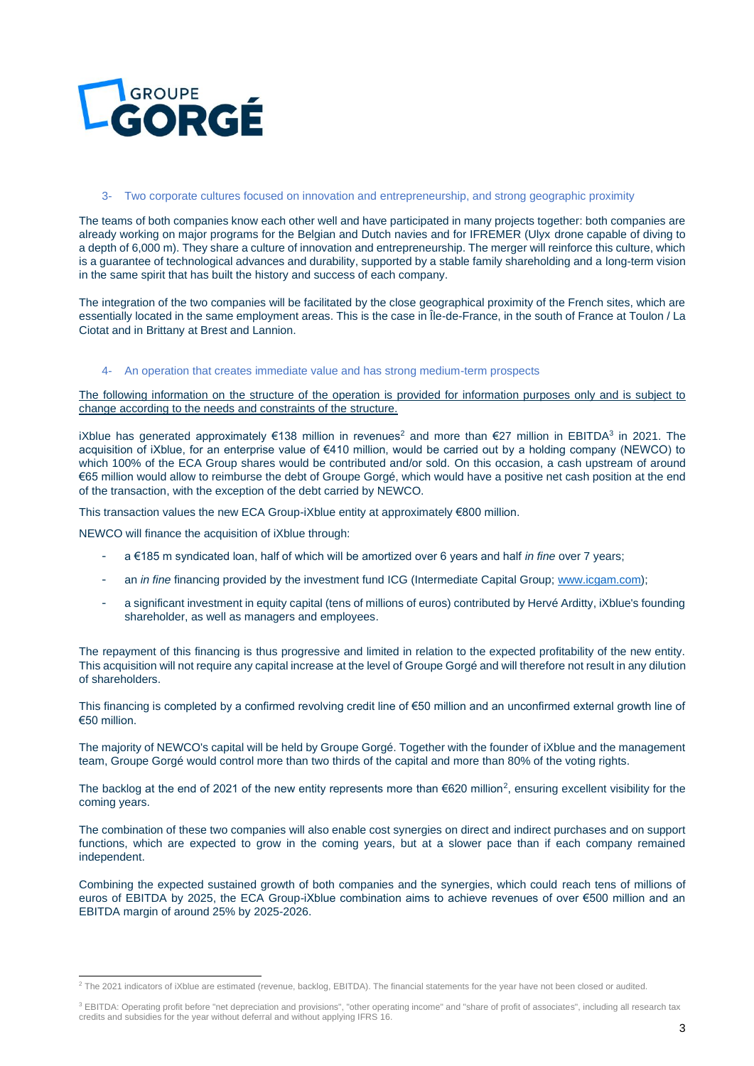### 3- Two corporate cultures focused on innovation and entrepreneurship, and strong geographic proximity

The teams of both companies know each other well and have participated in many projects together: both companies are already working on major programs for the Belgian and Dutch navies and for IFREMER (Ulyx drone capable of diving to a depth of 6,000 m). They share a culture of innovation and entrepreneurship. The merger will reinforce this culture, which is a guarantee of technological advances and durability, supported by a stable family shareholding and a long-term vision in the same spirit that has built the history and success of each company.

The integration of the two companies will be facilitated by the close geographical proximity of the French sites, which are essentially located in the same employment areas. This is the case in Île-de-France, in the south of France at Toulon / La Ciotat and in Brittany at Brest and Lannion.

### 4- An operation that creates immediate value and has strong medium-term prospects

The following information on the structure of the operation is provided for information purposes only and is subject to change according to the needs and constraints of the structure.

iXblue has generated approximately €138 million in revenues[2] and more than €27 million in EBITDA[3] in 2021. The acquisition of iXblue, for an enterprise value of €410 million, would be carried out by a holding company (NEWCO) to which 100% of the ECA Group shares would be contributed and/or sold. On this occasion, a cash upstream of around €65 million would allow to reimburse the debt of Groupe Gorgé, which would have a positive net cash position at the end of the transaction, with the exception of the debt carried by NEWCO.

This transaction values the new ECA Group-iXblue entity at approximately €800 million.

NEWCO will finance the acquisition of iXblue through:

- a €185 m syndicated loan, half of which will be amortized over 6 years and half *in fine* over 7 years;
- an *in fine* financing provided by the investment fund ICG (Intermediate Capital Group; www.icgam.com);
- a significant investment in equity capital (tens of millions of euros) contributed by Hervé Arditty, iXblue's founding shareholder, as well as managers and employees.

The repayment of this financing is thus progressive and limited in relation to the expected profitability of the new entity. This acquisition will not require any capital increase at the level of Groupe Gorgé and will therefore not result in any dilution of shareholders.

This financing is completed by a confirmed revolving credit line of €50 million and an unconfirmed external growth line of €50 million.

The majority of NEWCO's capital will be held by Groupe Gorgé. Together with the founder of iXblue and the management team, Groupe Gorgé would control more than two thirds of the capital and more than 80% of the voting rights.

The backlog at the end of 2021 of the new entity represents more than €620 million[2], ensuring excellent visibility for the coming years.

The combination of these two companies will also enable cost synergies on direct and indirect purchases and on support functions, which are expected to grow in the coming years, but at a slower pace than if each company remained independent.

Combining the expected sustained growth of both companies and the synergies, which could reach tens of millions of euros of EBITDA by 2025, the ECA Group-iXblue combination aims to achieve revenues of over €500 million and an EBITDA margin of around 25% by 2025-2026.

---

[2] The 2021 indicators of iXblue are estimated (revenue, backlog, EBITDA). The financial statements for the year have not been closed or audited.

[3] EBITDA: Operating profit before "net depreciation and provisions", "other operating income" and "share of profit of associates", including all research tax credits and subsidies for the year without deferral and without applying IFRS 16.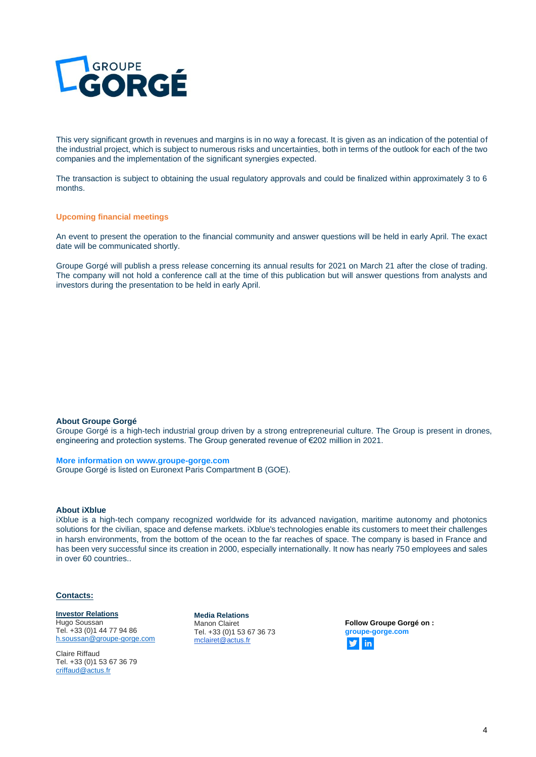This very significant growth in revenues and margins is in no way a forecast. It is given as an indication of the potential of the industrial project, which is subject to numerous risks and uncertainties, both in terms of the outlook for each of the two companies and the implementation of the significant synergies expected.

The transaction is subject to obtaining the usual regulatory approvals and could be finalized within approximately 3 to 6 months.

### Upcoming financial meetings

An event to present the operation to the financial community and answer questions will be held in early April. The exact date will be communicated shortly.

Groupe Gorgé will publish a press release concerning its annual results for 2021 on March 21 after the close of trading. The company will not hold a conference call at the time of this publication but will answer questions from analysts and investors during the presentation to be held in early April.

**About Groupe Gorgé**
Groupe Gorgé is a high-tech industrial group driven by a strong entrepreneurial culture. The Group is present in drones, engineering and protection systems. The Group generated revenue of €202 million in 2021.

**More information on www.groupe-gorge.com**
Groupe Gorgé is listed on Euronext Paris Compartment B (GOE).

**About iXblue**
iXblue is a high-tech company recognized worldwide for its advanced navigation, maritime autonomy and photonics solutions for the civilian, space and defense markets. iXblue's technologies enable its customers to meet their challenges in harsh environments, from the bottom of the ocean to the far reaches of space. The company is based in France and has been very successful since its creation in 2000, especially internationally. It now has nearly 750 employees and sales in over 60 countries..

**Contacts:**

**Investor Relations**
Hugo Soussan
Tel. +33 (0)1 44 77 94 86
h.soussan@groupe-gorge.com

Claire Riffaud
Tel. +33 (0)1 53 67 36 79
criffaud@actus.fr

**Media Relations**
Manon Clairet
Tel. +33 (0)1 53 67 36 73
mclairet@actus.fr

**Follow Groupe Gorgé on :**
**groupe-gorge.com**